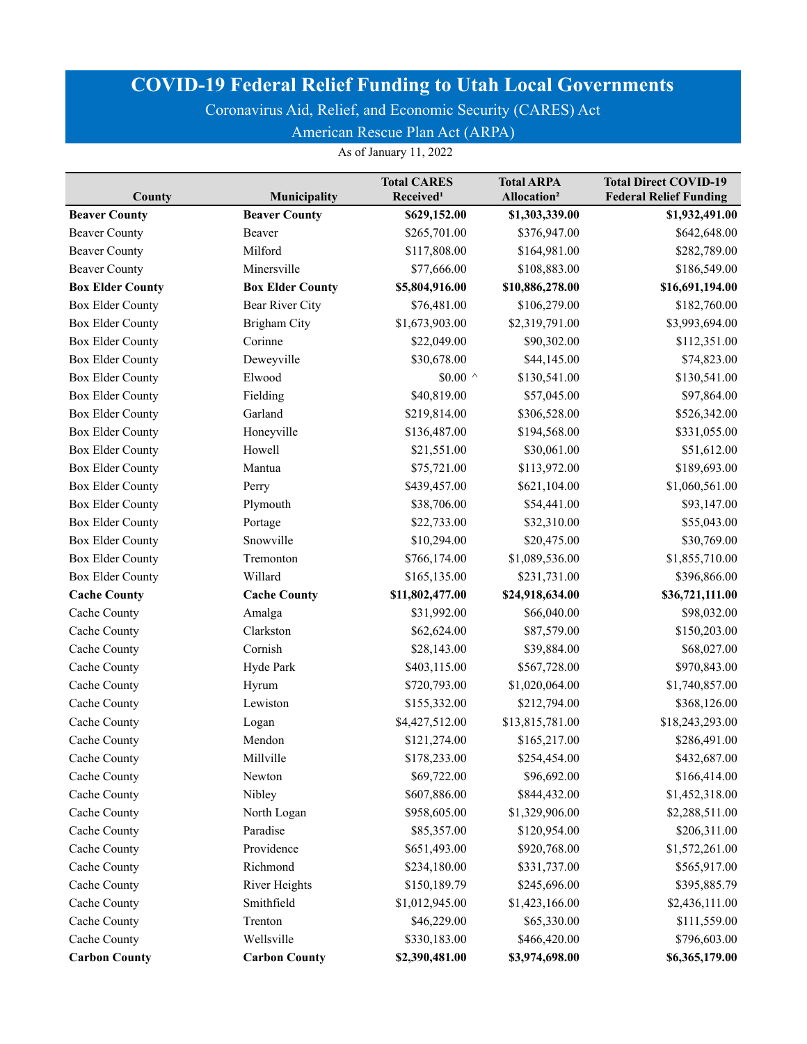# COVID-19 Federal Relief Funding to Utah Local Governments

Coronavirus Aid, Relief, and Economic Security (CARES) Act

American Rescue Plan Act (ARPA)

As of January 11, 2022

| County | Municipality | Total CARES Received[1] | Total ARPA Allocation[2] | Total Direct COVID-19 Federal Relief Funding |
|---|---|---|---|---|
| **Beaver County** | **Beaver County** | **$629,152.00** | **$1,303,339.00** | **$1,932,491.00** |
| Beaver County | Beaver | $265,701.00 | $376,947.00 | $642,648.00 |
| Beaver County | Milford | $117,808.00 | $164,981.00 | $282,789.00 |
| Beaver County | Minersville | $77,666.00 | $108,883.00 | $186,549.00 |
| **Box Elder County** | **Box Elder County** | **$5,804,916.00** | **$10,886,278.00** | **$16,691,194.00** |
| Box Elder County | Bear River City | $76,481.00 | $106,279.00 | $182,760.00 |
| Box Elder County | Brigham City | $1,673,903.00 | $2,319,791.00 | $3,993,694.00 |
| Box Elder County | Corinne | $22,049.00 | $90,302.00 | $112,351.00 |
| Box Elder County | Deweyville | $30,678.00 | $44,145.00 | $74,823.00 |
| Box Elder County | Elwood | $0.00 ^ | $130,541.00 | $130,541.00 |
| Box Elder County | Fielding | $40,819.00 | $57,045.00 | $97,864.00 |
| Box Elder County | Garland | $219,814.00 | $306,528.00 | $526,342.00 |
| Box Elder County | Honeyville | $136,487.00 | $194,568.00 | $331,055.00 |
| Box Elder County | Howell | $21,551.00 | $30,061.00 | $51,612.00 |
| Box Elder County | Mantua | $75,721.00 | $113,972.00 | $189,693.00 |
| Box Elder County | Perry | $439,457.00 | $621,104.00 | $1,060,561.00 |
| Box Elder County | Plymouth | $38,706.00 | $54,441.00 | $93,147.00 |
| Box Elder County | Portage | $22,733.00 | $32,310.00 | $55,043.00 |
| Box Elder County | Snowville | $10,294.00 | $20,475.00 | $30,769.00 |
| Box Elder County | Tremonton | $766,174.00 | $1,089,536.00 | $1,855,710.00 |
| Box Elder County | Willard | $165,135.00 | $231,731.00 | $396,866.00 |
| **Cache County** | **Cache County** | **$11,802,477.00** | **$24,918,634.00** | **$36,721,111.00** |
| Cache County | Amalga | $31,992.00 | $66,040.00 | $98,032.00 |
| Cache County | Clarkston | $62,624.00 | $87,579.00 | $150,203.00 |
| Cache County | Cornish | $28,143.00 | $39,884.00 | $68,027.00 |
| Cache County | Hyde Park | $403,115.00 | $567,728.00 | $970,843.00 |
| Cache County | Hyrum | $720,793.00 | $1,020,064.00 | $1,740,857.00 |
| Cache County | Lewiston | $155,332.00 | $212,794.00 | $368,126.00 |
| Cache County | Logan | $4,427,512.00 | $13,815,781.00 | $18,243,293.00 |
| Cache County | Mendon | $121,274.00 | $165,217.00 | $286,491.00 |
| Cache County | Millville | $178,233.00 | $254,454.00 | $432,687.00 |
| Cache County | Newton | $69,722.00 | $96,692.00 | $166,414.00 |
| Cache County | Nibley | $607,886.00 | $844,432.00 | $1,452,318.00 |
| Cache County | North Logan | $958,605.00 | $1,329,906.00 | $2,288,511.00 |
| Cache County | Paradise | $85,357.00 | $120,954.00 | $206,311.00 |
| Cache County | Providence | $651,493.00 | $920,768.00 | $1,572,261.00 |
| Cache County | Richmond | $234,180.00 | $331,737.00 | $565,917.00 |
| Cache County | River Heights | $150,189.79 | $245,696.00 | $395,885.79 |
| Cache County | Smithfield | $1,012,945.00 | $1,423,166.00 | $2,436,111.00 |
| Cache County | Trenton | $46,229.00 | $65,330.00 | $111,559.00 |
| Cache County | Wellsville | $330,183.00 | $466,420.00 | $796,603.00 |
| **Carbon County** | **Carbon County** | **$2,390,481.00** | **$3,974,698.00** | **$6,365,179.00** |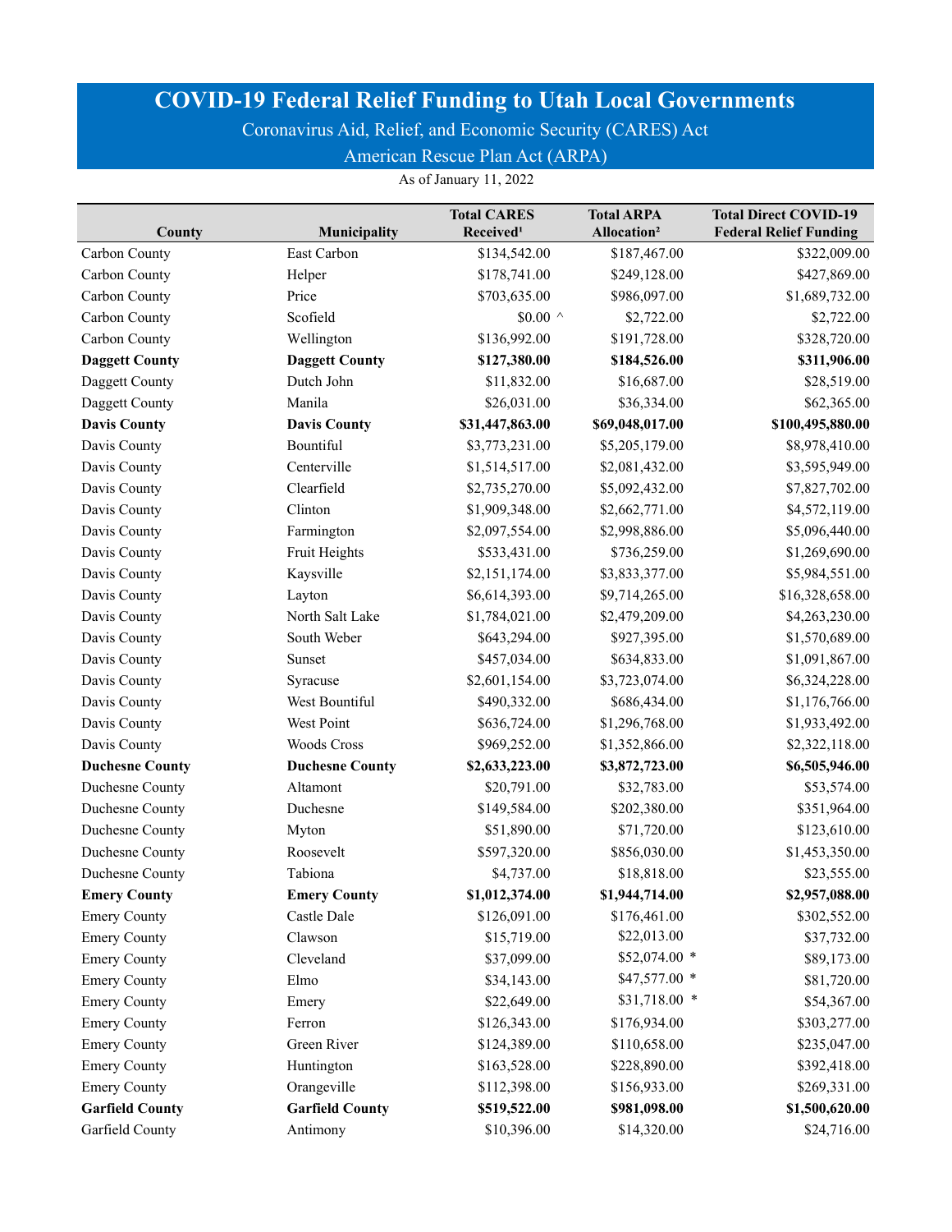# COVID-19 Federal Relief Funding to Utah Local Governments

Coronavirus Aid, Relief, and Economic Security (CARES) Act

American Rescue Plan Act (ARPA)

As of January 11, 2022

| County | Municipality | Total CARES Received[1] | Total ARPA Allocation[2] | Total Direct COVID-19 Federal Relief Funding |
|---|---|---|---|---|
| Carbon County | East Carbon | $134,542.00 | $187,467.00 | $322,009.00 |
| Carbon County | Helper | $178,741.00 | $249,128.00 | $427,869.00 |
| Carbon County | Price | $703,635.00 | $986,097.00 | $1,689,732.00 |
| Carbon County | Scofield | $0.00 ^ | $2,722.00 | $2,722.00 |
| Carbon County | Wellington | $136,992.00 | $191,728.00 | $328,720.00 |
| **Daggett County** | **Daggett County** | **$127,380.00** | **$184,526.00** | **$311,906.00** |
| Daggett County | Dutch John | $11,832.00 | $16,687.00 | $28,519.00 |
| Daggett County | Manila | $26,031.00 | $36,334.00 | $62,365.00 |
| **Davis County** | **Davis County** | **$31,447,863.00** | **$69,048,017.00** | **$100,495,880.00** |
| Davis County | Bountiful | $3,773,231.00 | $5,205,179.00 | $8,978,410.00 |
| Davis County | Centerville | $1,514,517.00 | $2,081,432.00 | $3,595,949.00 |
| Davis County | Clearfield | $2,735,270.00 | $5,092,432.00 | $7,827,702.00 |
| Davis County | Clinton | $1,909,348.00 | $2,662,771.00 | $4,572,119.00 |
| Davis County | Farmington | $2,097,554.00 | $2,998,886.00 | $5,096,440.00 |
| Davis County | Fruit Heights | $533,431.00 | $736,259.00 | $1,269,690.00 |
| Davis County | Kaysville | $2,151,174.00 | $3,833,377.00 | $5,984,551.00 |
| Davis County | Layton | $6,614,393.00 | $9,714,265.00 | $16,328,658.00 |
| Davis County | North Salt Lake | $1,784,021.00 | $2,479,209.00 | $4,263,230.00 |
| Davis County | South Weber | $643,294.00 | $927,395.00 | $1,570,689.00 |
| Davis County | Sunset | $457,034.00 | $634,833.00 | $1,091,867.00 |
| Davis County | Syracuse | $2,601,154.00 | $3,723,074.00 | $6,324,228.00 |
| Davis County | West Bountiful | $490,332.00 | $686,434.00 | $1,176,766.00 |
| Davis County | West Point | $636,724.00 | $1,296,768.00 | $1,933,492.00 |
| Davis County | Woods Cross | $969,252.00 | $1,352,866.00 | $2,322,118.00 |
| **Duchesne County** | **Duchesne County** | **$2,633,223.00** | **$3,872,723.00** | **$6,505,946.00** |
| Duchesne County | Altamont | $20,791.00 | $32,783.00 | $53,574.00 |
| Duchesne County | Duchesne | $149,584.00 | $202,380.00 | $351,964.00 |
| Duchesne County | Myton | $51,890.00 | $71,720.00 | $123,610.00 |
| Duchesne County | Roosevelt | $597,320.00 | $856,030.00 | $1,453,350.00 |
| Duchesne County | Tabiona | $4,737.00 | $18,818.00 | $23,555.00 |
| **Emery County** | **Emery County** | **$1,012,374.00** | **$1,944,714.00** | **$2,957,088.00** |
| Emery County | Castle Dale | $126,091.00 | $176,461.00 | $302,552.00 |
| Emery County | Clawson | $15,719.00 | $22,013.00 | $37,732.00 |
| Emery County | Cleveland | $37,099.00 | $52,074.00 * | $89,173.00 |
| Emery County | Elmo | $34,143.00 | $47,577.00 * | $81,720.00 |
| Emery County | Emery | $22,649.00 | $31,718.00 * | $54,367.00 |
| Emery County | Ferron | $126,343.00 | $176,934.00 | $303,277.00 |
| Emery County | Green River | $124,389.00 | $110,658.00 | $235,047.00 |
| Emery County | Huntington | $163,528.00 | $228,890.00 | $392,418.00 |
| Emery County | Orangeville | $112,398.00 | $156,933.00 | $269,331.00 |
| **Garfield County** | **Garfield County** | **$519,522.00** | **$981,098.00** | **$1,500,620.00** |
| Garfield County | Antimony | $10,396.00 | $14,320.00 | $24,716.00 |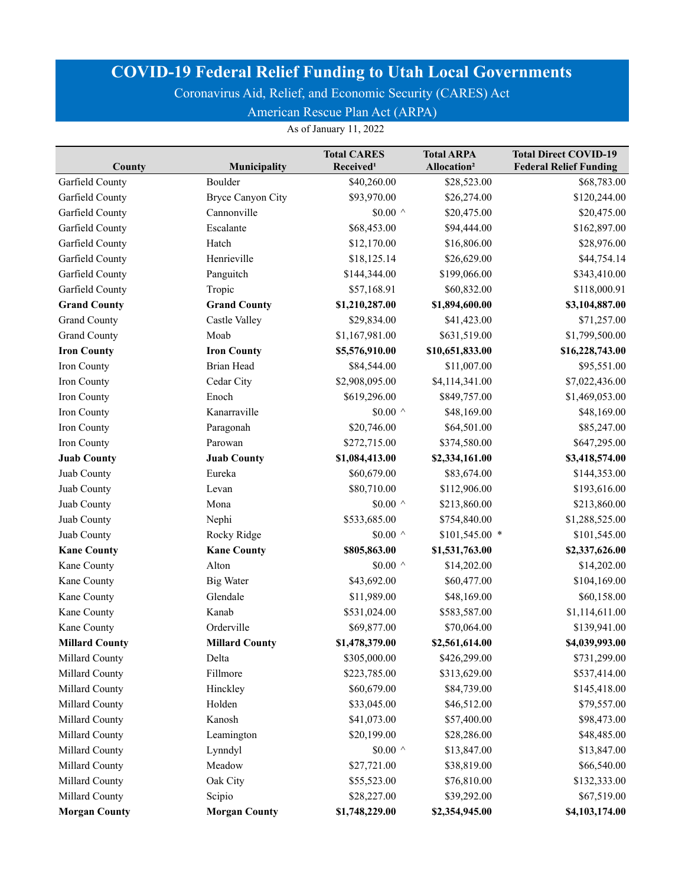# COVID-19 Federal Relief Funding to Utah Local Governments

Coronavirus Aid, Relief, and Economic Security (CARES) Act

American Rescue Plan Act (ARPA)

As of January 11, 2022

| County | Municipality | Total CARES Received[1] | Total ARPA Allocation[2] | Total Direct COVID-19 Federal Relief Funding |
|---|---|---|---|---|
| Garfield County | Boulder | $40,260.00 | $28,523.00 | $68,783.00 |
| Garfield County | Bryce Canyon City | $93,970.00 | $26,274.00 | $120,244.00 |
| Garfield County | Cannonville | $0.00 ^ | $20,475.00 | $20,475.00 |
| Garfield County | Escalante | $68,453.00 | $94,444.00 | $162,897.00 |
| Garfield County | Hatch | $12,170.00 | $16,806.00 | $28,976.00 |
| Garfield County | Henrieville | $18,125.14 | $26,629.00 | $44,754.14 |
| Garfield County | Panguitch | $144,344.00 | $199,066.00 | $343,410.00 |
| Garfield County | Tropic | $57,168.91 | $60,832.00 | $118,000.91 |
| **Grand County** | **Grand County** | **$1,210,287.00** | **$1,894,600.00** | **$3,104,887.00** |
| Grand County | Castle Valley | $29,834.00 | $41,423.00 | $71,257.00 |
| Grand County | Moab | $1,167,981.00 | $631,519.00 | $1,799,500.00 |
| **Iron County** | **Iron County** | **$5,576,910.00** | **$10,651,833.00** | **$16,228,743.00** |
| Iron County | Brian Head | $84,544.00 | $11,007.00 | $95,551.00 |
| Iron County | Cedar City | $2,908,095.00 | $4,114,341.00 | $7,022,436.00 |
| Iron County | Enoch | $619,296.00 | $849,757.00 | $1,469,053.00 |
| Iron County | Kanarraville | $0.00 ^ | $48,169.00 | $48,169.00 |
| Iron County | Paragonah | $20,746.00 | $64,501.00 | $85,247.00 |
| Iron County | Parowan | $272,715.00 | $374,580.00 | $647,295.00 |
| **Juab County** | **Juab County** | **$1,084,413.00** | **$2,334,161.00** | **$3,418,574.00** |
| Juab County | Eureka | $60,679.00 | $83,674.00 | $144,353.00 |
| Juab County | Levan | $80,710.00 | $112,906.00 | $193,616.00 |
| Juab County | Mona | $0.00 ^ | $213,860.00 | $213,860.00 |
| Juab County | Nephi | $533,685.00 | $754,840.00 | $1,288,525.00 |
| Juab County | Rocky Ridge | $0.00 ^ | $101,545.00 * | $101,545.00 |
| **Kane County** | **Kane County** | **$805,863.00** | **$1,531,763.00** | **$2,337,626.00** |
| Kane County | Alton | $0.00 ^ | $14,202.00 | $14,202.00 |
| Kane County | Big Water | $43,692.00 | $60,477.00 | $104,169.00 |
| Kane County | Glendale | $11,989.00 | $48,169.00 | $60,158.00 |
| Kane County | Kanab | $531,024.00 | $583,587.00 | $1,114,611.00 |
| Kane County | Orderville | $69,877.00 | $70,064.00 | $139,941.00 |
| **Millard County** | **Millard County** | **$1,478,379.00** | **$2,561,614.00** | **$4,039,993.00** |
| Millard County | Delta | $305,000.00 | $426,299.00 | $731,299.00 |
| Millard County | Fillmore | $223,785.00 | $313,629.00 | $537,414.00 |
| Millard County | Hinckley | $60,679.00 | $84,739.00 | $145,418.00 |
| Millard County | Holden | $33,045.00 | $46,512.00 | $79,557.00 |
| Millard County | Kanosh | $41,073.00 | $57,400.00 | $98,473.00 |
| Millard County | Leamington | $20,199.00 | $28,286.00 | $48,485.00 |
| Millard County | Lynndyl | $0.00 ^ | $13,847.00 | $13,847.00 |
| Millard County | Meadow | $27,721.00 | $38,819.00 | $66,540.00 |
| Millard County | Oak City | $55,523.00 | $76,810.00 | $132,333.00 |
| Millard County | Scipio | $28,227.00 | $39,292.00 | $67,519.00 |
| **Morgan County** | **Morgan County** | **$1,748,229.00** | **$2,354,945.00** | **$4,103,174.00** |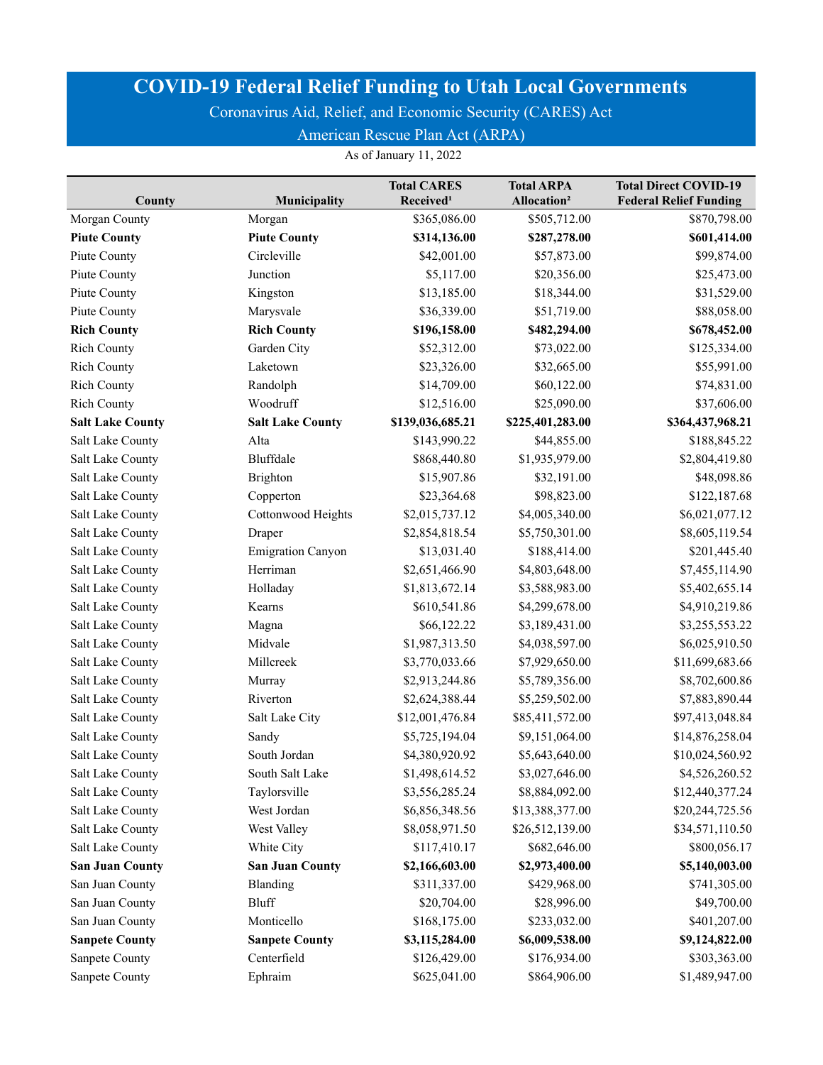# COVID-19 Federal Relief Funding to Utah Local Governments

## Coronavirus Aid, Relief, and Economic Security (CARES) Act

## American Rescue Plan Act (ARPA)

As of January 11, 2022

| County | Municipality | Total CARES Received[1] | Total ARPA Allocation[2] | Total Direct COVID-19 Federal Relief Funding |
|---|---|---|---|---|
| Morgan County | Morgan | $365,086.00 | $505,712.00 | $870,798.00 |
| **Piute County** | **Piute County** | **$314,136.00** | **$287,278.00** | **$601,414.00** |
| Piute County | Circleville | $42,001.00 | $57,873.00 | $99,874.00 |
| Piute County | Junction | $5,117.00 | $20,356.00 | $25,473.00 |
| Piute County | Kingston | $13,185.00 | $18,344.00 | $31,529.00 |
| Piute County | Marysvale | $36,339.00 | $51,719.00 | $88,058.00 |
| **Rich County** | **Rich County** | **$196,158.00** | **$482,294.00** | **$678,452.00** |
| Rich County | Garden City | $52,312.00 | $73,022.00 | $125,334.00 |
| Rich County | Laketown | $23,326.00 | $32,665.00 | $55,991.00 |
| Rich County | Randolph | $14,709.00 | $60,122.00 | $74,831.00 |
| Rich County | Woodruff | $12,516.00 | $25,090.00 | $37,606.00 |
| **Salt Lake County** | **Salt Lake County** | **$139,036,685.21** | **$225,401,283.00** | **$364,437,968.21** |
| Salt Lake County | Alta | $143,990.22 | $44,855.00 | $188,845.22 |
| Salt Lake County | Bluffdale | $868,440.80 | $1,935,979.00 | $2,804,419.80 |
| Salt Lake County | Brighton | $15,907.86 | $32,191.00 | $48,098.86 |
| Salt Lake County | Copperton | $23,364.68 | $98,823.00 | $122,187.68 |
| Salt Lake County | Cottonwood Heights | $2,015,737.12 | $4,005,340.00 | $6,021,077.12 |
| Salt Lake County | Draper | $2,854,818.54 | $5,750,301.00 | $8,605,119.54 |
| Salt Lake County | Emigration Canyon | $13,031.40 | $188,414.00 | $201,445.40 |
| Salt Lake County | Herriman | $2,651,466.90 | $4,803,648.00 | $7,455,114.90 |
| Salt Lake County | Holladay | $1,813,672.14 | $3,588,983.00 | $5,402,655.14 |
| Salt Lake County | Kearns | $610,541.86 | $4,299,678.00 | $4,910,219.86 |
| Salt Lake County | Magna | $66,122.22 | $3,189,431.00 | $3,255,553.22 |
| Salt Lake County | Midvale | $1,987,313.50 | $4,038,597.00 | $6,025,910.50 |
| Salt Lake County | Millcreek | $3,770,033.66 | $7,929,650.00 | $11,699,683.66 |
| Salt Lake County | Murray | $2,913,244.86 | $5,789,356.00 | $8,702,600.86 |
| Salt Lake County | Riverton | $2,624,388.44 | $5,259,502.00 | $7,883,890.44 |
| Salt Lake County | Salt Lake City | $12,001,476.84 | $85,411,572.00 | $97,413,048.84 |
| Salt Lake County | Sandy | $5,725,194.04 | $9,151,064.00 | $14,876,258.04 |
| Salt Lake County | South Jordan | $4,380,920.92 | $5,643,640.00 | $10,024,560.92 |
| Salt Lake County | South Salt Lake | $1,498,614.52 | $3,027,646.00 | $4,526,260.52 |
| Salt Lake County | Taylorsville | $3,556,285.24 | $8,884,092.00 | $12,440,377.24 |
| Salt Lake County | West Jordan | $6,856,348.56 | $13,388,377.00 | $20,244,725.56 |
| Salt Lake County | West Valley | $8,058,971.50 | $26,512,139.00 | $34,571,110.50 |
| Salt Lake County | White City | $117,410.17 | $682,646.00 | $800,056.17 |
| **San Juan County** | **San Juan County** | **$2,166,603.00** | **$2,973,400.00** | **$5,140,003.00** |
| San Juan County | Blanding | $311,337.00 | $429,968.00 | $741,305.00 |
| San Juan County | Bluff | $20,704.00 | $28,996.00 | $49,700.00 |
| San Juan County | Monticello | $168,175.00 | $233,032.00 | $401,207.00 |
| **Sanpete County** | **Sanpete County** | **$3,115,284.00** | **$6,009,538.00** | **$9,124,822.00** |
| Sanpete County | Centerfield | $126,429.00 | $176,934.00 | $303,363.00 |
| Sanpete County | Ephraim | $625,041.00 | $864,906.00 | $1,489,947.00 |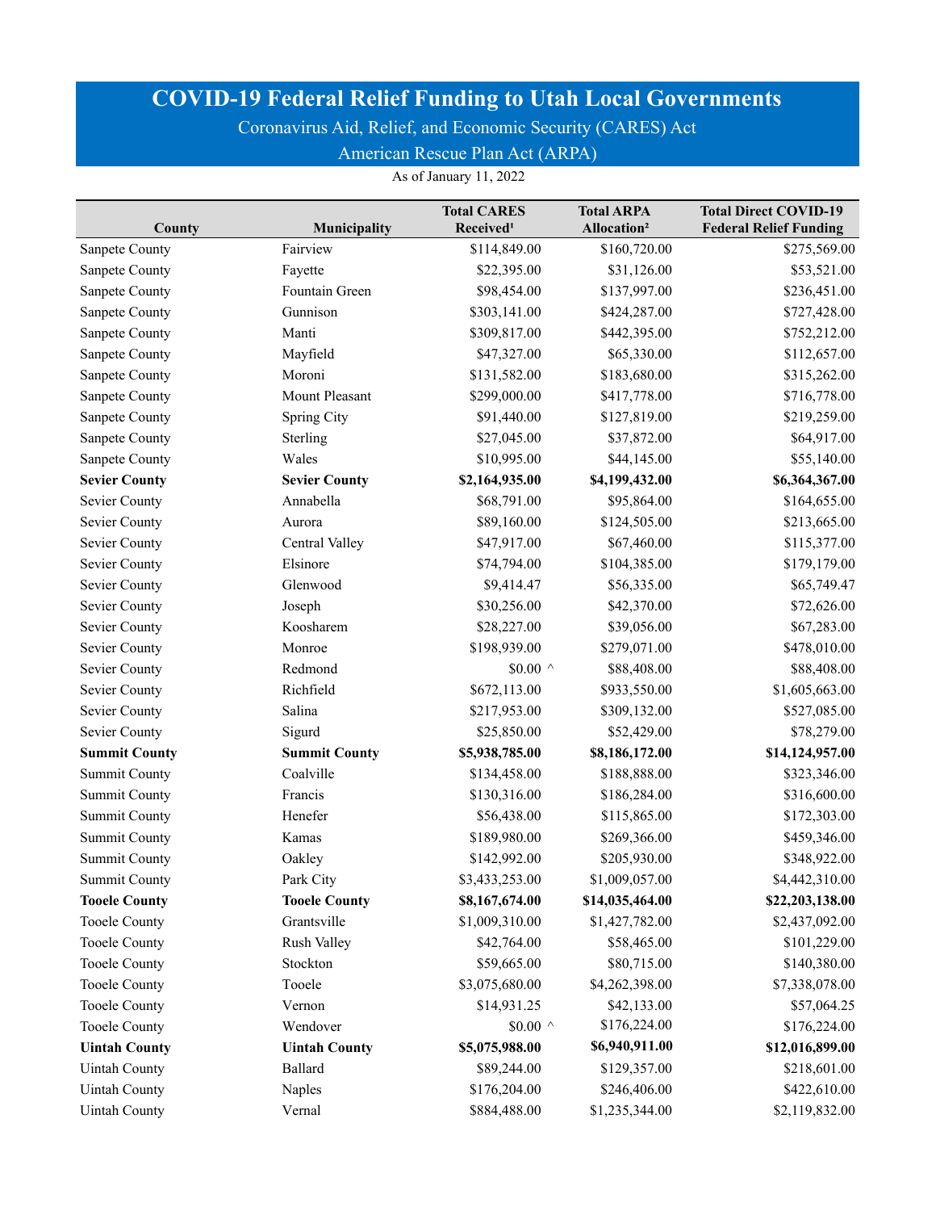# COVID-19 Federal Relief Funding to Utah Local Governments

Coronavirus Aid, Relief, and Economic Security (CARES) Act

American Rescue Plan Act (ARPA)

As of January 11, 2022

| County | Municipality | Total CARES Received[1] | Total ARPA Allocation[2] | Total Direct COVID-19 Federal Relief Funding |
|---|---|---|---|---|
| Sanpete County | Fairview | $114,849.00 | $160,720.00 | $275,569.00 |
| Sanpete County | Fayette | $22,395.00 | $31,126.00 | $53,521.00 |
| Sanpete County | Fountain Green | $98,454.00 | $137,997.00 | $236,451.00 |
| Sanpete County | Gunnison | $303,141.00 | $424,287.00 | $727,428.00 |
| Sanpete County | Manti | $309,817.00 | $442,395.00 | $752,212.00 |
| Sanpete County | Mayfield | $47,327.00 | $65,330.00 | $112,657.00 |
| Sanpete County | Moroni | $131,582.00 | $183,680.00 | $315,262.00 |
| Sanpete County | Mount Pleasant | $299,000.00 | $417,778.00 | $716,778.00 |
| Sanpete County | Spring City | $91,440.00 | $127,819.00 | $219,259.00 |
| Sanpete County | Sterling | $27,045.00 | $37,872.00 | $64,917.00 |
| Sanpete County | Wales | $10,995.00 | $44,145.00 | $55,140.00 |
| **Sevier County** | **Sevier County** | **$2,164,935.00** | **$4,199,432.00** | **$6,364,367.00** |
| Sevier County | Annabella | $68,791.00 | $95,864.00 | $164,655.00 |
| Sevier County | Aurora | $89,160.00 | $124,505.00 | $213,665.00 |
| Sevier County | Central Valley | $47,917.00 | $67,460.00 | $115,377.00 |
| Sevier County | Elsinore | $74,794.00 | $104,385.00 | $179,179.00 |
| Sevier County | Glenwood | $9,414.47 | $56,335.00 | $65,749.47 |
| Sevier County | Joseph | $30,256.00 | $42,370.00 | $72,626.00 |
| Sevier County | Koosharem | $28,227.00 | $39,056.00 | $67,283.00 |
| Sevier County | Monroe | $198,939.00 | $279,071.00 | $478,010.00 |
| Sevier County | Redmond | $0.00 ^ | $88,408.00 | $88,408.00 |
| Sevier County | Richfield | $672,113.00 | $933,550.00 | $1,605,663.00 |
| Sevier County | Salina | $217,953.00 | $309,132.00 | $527,085.00 |
| Sevier County | Sigurd | $25,850.00 | $52,429.00 | $78,279.00 |
| **Summit County** | **Summit County** | **$5,938,785.00** | **$8,186,172.00** | **$14,124,957.00** |
| Summit County | Coalville | $134,458.00 | $188,888.00 | $323,346.00 |
| Summit County | Francis | $130,316.00 | $186,284.00 | $316,600.00 |
| Summit County | Henefer | $56,438.00 | $115,865.00 | $172,303.00 |
| Summit County | Kamas | $189,980.00 | $269,366.00 | $459,346.00 |
| Summit County | Oakley | $142,992.00 | $205,930.00 | $348,922.00 |
| Summit County | Park City | $3,433,253.00 | $1,009,057.00 | $4,442,310.00 |
| **Tooele County** | **Tooele County** | **$8,167,674.00** | **$14,035,464.00** | **$22,203,138.00** |
| Tooele County | Grantsville | $1,009,310.00 | $1,427,782.00 | $2,437,092.00 |
| Tooele County | Rush Valley | $42,764.00 | $58,465.00 | $101,229.00 |
| Tooele County | Stockton | $59,665.00 | $80,715.00 | $140,380.00 |
| Tooele County | Tooele | $3,075,680.00 | $4,262,398.00 | $7,338,078.00 |
| Tooele County | Vernon | $14,931.25 | $42,133.00 | $57,064.25 |
| Tooele County | Wendover | $0.00 ^ | $176,224.00 | $176,224.00 |
| **Uintah County** | **Uintah County** | **$5,075,988.00** | **$6,940,911.00** | **$12,016,899.00** |
| Uintah County | Ballard | $89,244.00 | $129,357.00 | $218,601.00 |
| Uintah County | Naples | $176,204.00 | $246,406.00 | $422,610.00 |
| Uintah County | Vernal | $884,488.00 | $1,235,344.00 | $2,119,832.00 |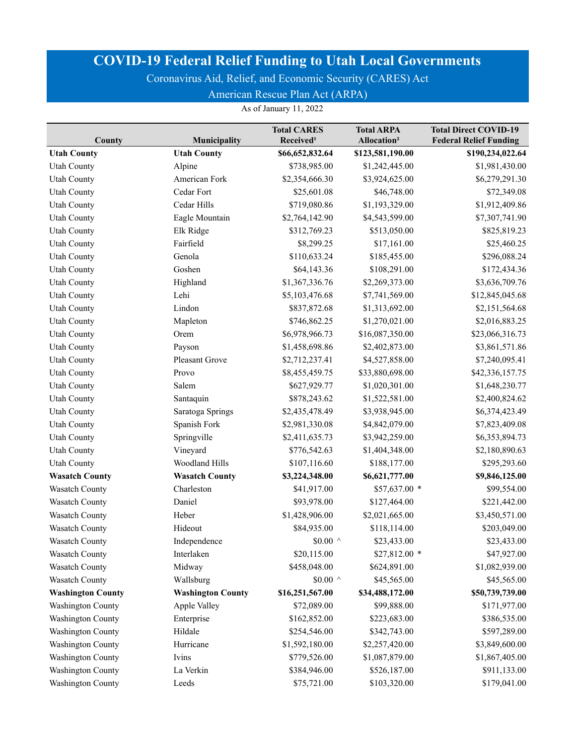# COVID-19 Federal Relief Funding to Utah Local Governments

Coronavirus Aid, Relief, and Economic Security (CARES) Act

American Rescue Plan Act (ARPA)

As of January 11, 2022

| County | Municipality | Total CARES Received[1] | Total ARPA Allocation[2] | Total Direct COVID-19 Federal Relief Funding |
|---|---|---|---|---|
| **Utah County** | **Utah County** | **$66,652,832.64** | **$123,581,190.00** | **$190,234,022.64** |
| Utah County | Alpine | $738,985.00 | $1,242,445.00 | $1,981,430.00 |
| Utah County | American Fork | $2,354,666.30 | $3,924,625.00 | $6,279,291.30 |
| Utah County | Cedar Fort | $25,601.08 | $46,748.00 | $72,349.08 |
| Utah County | Cedar Hills | $719,080.86 | $1,193,329.00 | $1,912,409.86 |
| Utah County | Eagle Mountain | $2,764,142.90 | $4,543,599.00 | $7,307,741.90 |
| Utah County | Elk Ridge | $312,769.23 | $513,050.00 | $825,819.23 |
| Utah County | Fairfield | $8,299.25 | $17,161.00 | $25,460.25 |
| Utah County | Genola | $110,633.24 | $185,455.00 | $296,088.24 |
| Utah County | Goshen | $64,143.36 | $108,291.00 | $172,434.36 |
| Utah County | Highland | $1,367,336.76 | $2,269,373.00 | $3,636,709.76 |
| Utah County | Lehi | $5,103,476.68 | $7,741,569.00 | $12,845,045.68 |
| Utah County | Lindon | $837,872.68 | $1,313,692.00 | $2,151,564.68 |
| Utah County | Mapleton | $746,862.25 | $1,270,021.00 | $2,016,883.25 |
| Utah County | Orem | $6,978,966.73 | $16,087,350.00 | $23,066,316.73 |
| Utah County | Payson | $1,458,698.86 | $2,402,873.00 | $3,861,571.86 |
| Utah County | Pleasant Grove | $2,712,237.41 | $4,527,858.00 | $7,240,095.41 |
| Utah County | Provo | $8,455,459.75 | $33,880,698.00 | $42,336,157.75 |
| Utah County | Salem | $627,929.77 | $1,020,301.00 | $1,648,230.77 |
| Utah County | Santaquin | $878,243.62 | $1,522,581.00 | $2,400,824.62 |
| Utah County | Saratoga Springs | $2,435,478.49 | $3,938,945.00 | $6,374,423.49 |
| Utah County | Spanish Fork | $2,981,330.08 | $4,842,079.00 | $7,823,409.08 |
| Utah County | Springville | $2,411,635.73 | $3,942,259.00 | $6,353,894.73 |
| Utah County | Vineyard | $776,542.63 | $1,404,348.00 | $2,180,890.63 |
| Utah County | Woodland Hills | $107,116.60 | $188,177.00 | $295,293.60 |
| **Wasatch County** | **Wasatch County** | **$3,224,348.00** | **$6,621,777.00** | **$9,846,125.00** |
| Wasatch County | Charleston | $41,917.00 | $57,637.00 * | $99,554.00 |
| Wasatch County | Daniel | $93,978.00 | $127,464.00 | $221,442.00 |
| Wasatch County | Heber | $1,428,906.00 | $2,021,665.00 | $3,450,571.00 |
| Wasatch County | Hideout | $84,935.00 | $118,114.00 | $203,049.00 |
| Wasatch County | Independence | $0.00 ^ | $23,433.00 | $23,433.00 |
| Wasatch County | Interlaken | $20,115.00 | $27,812.00 * | $47,927.00 |
| Wasatch County | Midway | $458,048.00 | $624,891.00 | $1,082,939.00 |
| Wasatch County | Wallsburg | $0.00 ^ | $45,565.00 | $45,565.00 |
| **Washington County** | **Washington County** | **$16,251,567.00** | **$34,488,172.00** | **$50,739,739.00** |
| Washington County | Apple Valley | $72,089.00 | $99,888.00 | $171,977.00 |
| Washington County | Enterprise | $162,852.00 | $223,683.00 | $386,535.00 |
| Washington County | Hildale | $254,546.00 | $342,743.00 | $597,289.00 |
| Washington County | Hurricane | $1,592,180.00 | $2,257,420.00 | $3,849,600.00 |
| Washington County | Ivins | $779,526.00 | $1,087,879.00 | $1,867,405.00 |
| Washington County | La Verkin | $384,946.00 | $526,187.00 | $911,133.00 |
| Washington County | Leeds | $75,721.00 | $103,320.00 | $179,041.00 |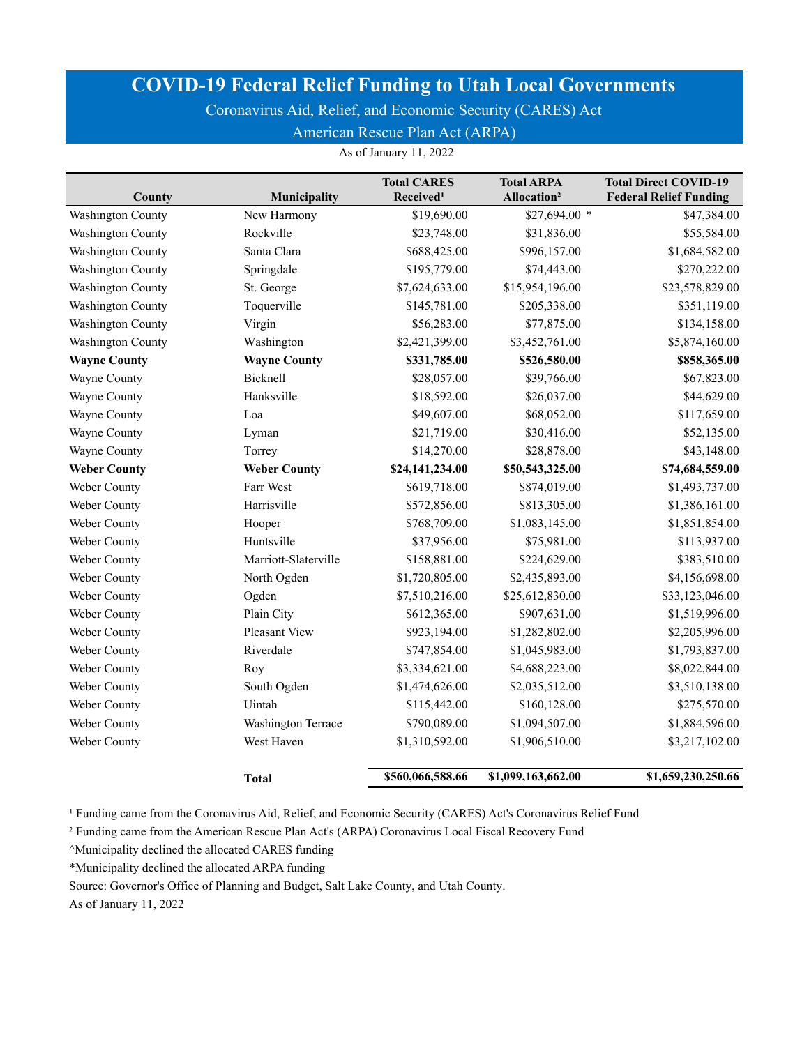# COVID-19 Federal Relief Funding to Utah Local Governments

Coronavirus Aid, Relief, and Economic Security (CARES) Act

American Rescue Plan Act (ARPA)

As of January 11, 2022

| County | Municipality | Total CARES Received[1] | Total ARPA Allocation[2] | Total Direct COVID-19 Federal Relief Funding |
|---|---|---|---|---|
| Washington County | New Harmony | $19,690.00 | $27,694.00 * | $47,384.00 |
| Washington County | Rockville | $23,748.00 | $31,836.00 | $55,584.00 |
| Washington County | Santa Clara | $688,425.00 | $996,157.00 | $1,684,582.00 |
| Washington County | Springdale | $195,779.00 | $74,443.00 | $270,222.00 |
| Washington County | St. George | $7,624,633.00 | $15,954,196.00 | $23,578,829.00 |
| Washington County | Toquerville | $145,781.00 | $205,338.00 | $351,119.00 |
| Washington County | Virgin | $56,283.00 | $77,875.00 | $134,158.00 |
| Washington County | Washington | $2,421,399.00 | $3,452,761.00 | $5,874,160.00 |
| **Wayne County** | **Wayne County** | **$331,785.00** | **$526,580.00** | **$858,365.00** |
| Wayne County | Bicknell | $28,057.00 | $39,766.00 | $67,823.00 |
| Wayne County | Hanksville | $18,592.00 | $26,037.00 | $44,629.00 |
| Wayne County | Loa | $49,607.00 | $68,052.00 | $117,659.00 |
| Wayne County | Lyman | $21,719.00 | $30,416.00 | $52,135.00 |
| Wayne County | Torrey | $14,270.00 | $28,878.00 | $43,148.00 |
| **Weber County** | **Weber County** | **$24,141,234.00** | **$50,543,325.00** | **$74,684,559.00** |
| Weber County | Farr West | $619,718.00 | $874,019.00 | $1,493,737.00 |
| Weber County | Harrisville | $572,856.00 | $813,305.00 | $1,386,161.00 |
| Weber County | Hooper | $768,709.00 | $1,083,145.00 | $1,851,854.00 |
| Weber County | Huntsville | $37,956.00 | $75,981.00 | $113,937.00 |
| Weber County | Marriott-Slaterville | $158,881.00 | $224,629.00 | $383,510.00 |
| Weber County | North Ogden | $1,720,805.00 | $2,435,893.00 | $4,156,698.00 |
| Weber County | Ogden | $7,510,216.00 | $25,612,830.00 | $33,123,046.00 |
| Weber County | Plain City | $612,365.00 | $907,631.00 | $1,519,996.00 |
| Weber County | Pleasant View | $923,194.00 | $1,282,802.00 | $2,205,996.00 |
| Weber County | Riverdale | $747,854.00 | $1,045,983.00 | $1,793,837.00 |
| Weber County | Roy | $3,334,621.00 | $4,688,223.00 | $8,022,844.00 |
| Weber County | South Ogden | $1,474,626.00 | $2,035,512.00 | $3,510,138.00 |
| Weber County | Uintah | $115,442.00 | $160,128.00 | $275,570.00 |
| Weber County | Washington Terrace | $790,089.00 | $1,094,507.00 | $1,884,596.00 |
| Weber County | West Haven | $1,310,592.00 | $1,906,510.00 | $3,217,102.00 |
| | **Total** | **$560,066,588.66** | **$1,099,163,662.00** | **$1,659,230,250.66** |

[1] Funding came from the Coronavirus Aid, Relief, and Economic Security (CARES) Act's Coronavirus Relief Fund

[2] Funding came from the American Rescue Plan Act's (ARPA) Coronavirus Local Fiscal Recovery Fund

^Municipality declined the allocated CARES funding

*Municipality declined the allocated ARPA funding

Source: Governor's Office of Planning and Budget, Salt Lake County, and Utah County.

As of January 11, 2022